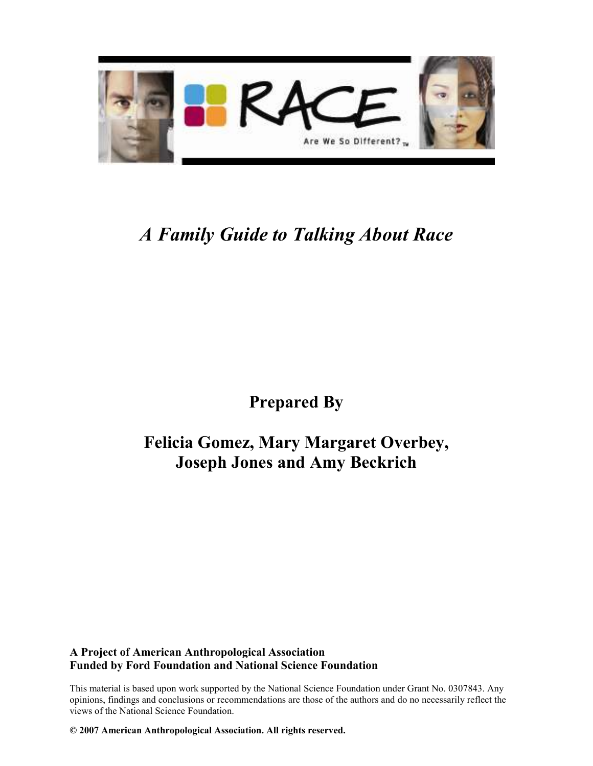RACE

Are We So Different?™

# *A Family Guide to Talking About Race*

## Prepared By

## Felicia Gomez, Mary Margaret Overbey, Joseph Jones and Amy Beckrich

**A Project of American Anthropological Association**
**Funded by Ford Foundation and National Science Foundation**

This material is based upon work supported by the National Science Foundation under Grant No. 0307843. Any opinions, findings and conclusions or recommendations are those of the authors and do no necessarily reflect the views of the National Science Foundation.

**© 2007 American Anthropological Association. All rights reserved.**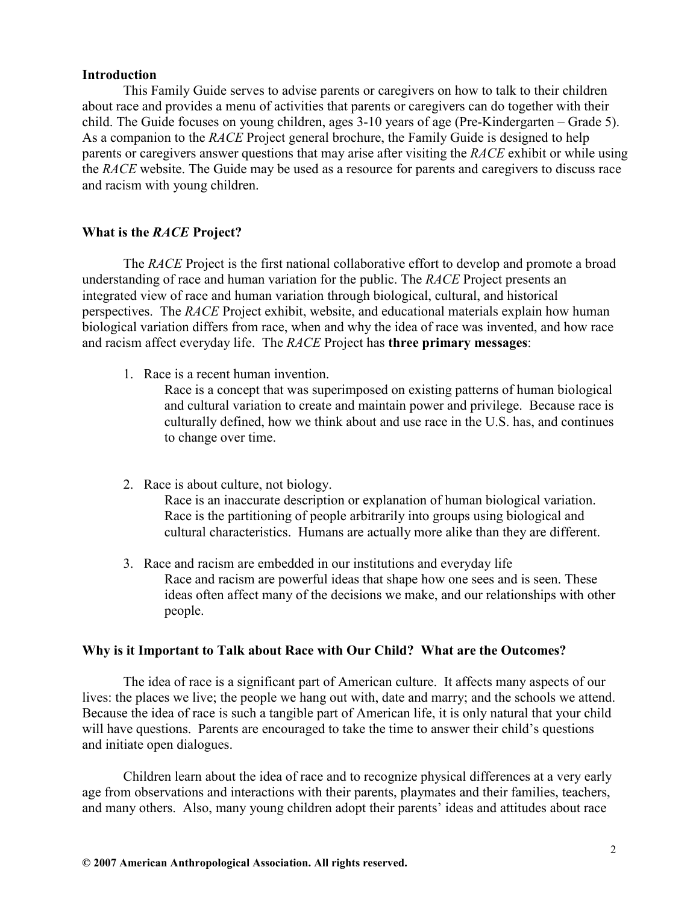## Introduction

This Family Guide serves to advise parents or caregivers on how to talk to their children about race and provides a menu of activities that parents or caregivers can do together with their child. The Guide focuses on young children, ages 3-10 years of age (Pre-Kindergarten – Grade 5). As a companion to the *RACE* Project general brochure, the Family Guide is designed to help parents or caregivers answer questions that may arise after visiting the *RACE* exhibit or while using the *RACE* website. The Guide may be used as a resource for parents and caregivers to discuss race and racism with young children.

## What is the *RACE* Project?

The *RACE* Project is the first national collaborative effort to develop and promote a broad understanding of race and human variation for the public. The *RACE* Project presents an integrated view of race and human variation through biological, cultural, and historical perspectives. The *RACE* Project exhibit, website, and educational materials explain how human biological variation differs from race, when and why the idea of race was invented, and how race and racism affect everyday life. The *RACE* Project has **three primary messages**:

1. Race is a recent human invention.
   Race is a concept that was superimposed on existing patterns of human biological and cultural variation to create and maintain power and privilege. Because race is culturally defined, how we think about and use race in the U.S. has, and continues to change over time.

2. Race is about culture, not biology.
   Race is an inaccurate description or explanation of human biological variation. Race is the partitioning of people arbitrarily into groups using biological and cultural characteristics. Humans are actually more alike than they are different.

3. Race and racism are embedded in our institutions and everyday life
   Race and racism are powerful ideas that shape how one sees and is seen. These ideas often affect many of the decisions we make, and our relationships with other people.

## Why is it Important to Talk about Race with Our Child? What are the Outcomes?

The idea of race is a significant part of American culture. It affects many aspects of our lives: the places we live; the people we hang out with, date and marry; and the schools we attend. Because the idea of race is such a tangible part of American life, it is only natural that your child will have questions. Parents are encouraged to take the time to answer their child's questions and initiate open dialogues.

Children learn about the idea of race and to recognize physical differences at a very early age from observations and interactions with their parents, playmates and their families, teachers, and many others. Also, many young children adopt their parents' ideas and attitudes about race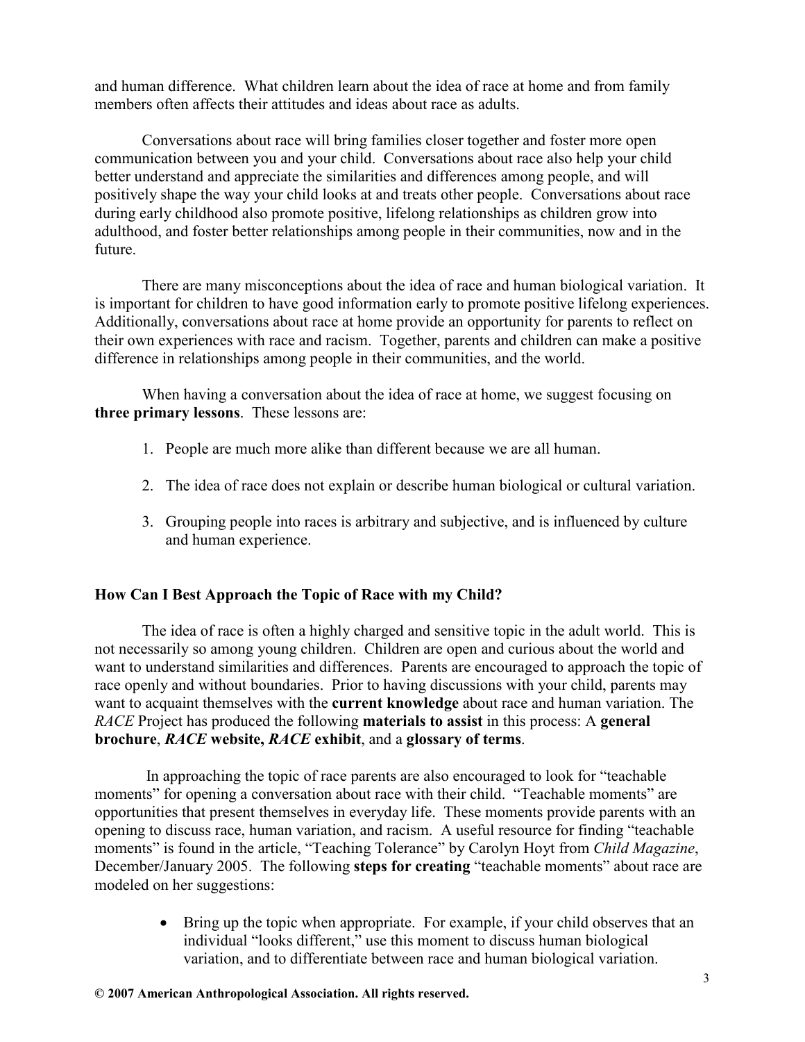and human difference. What children learn about the idea of race at home and from family members often affects their attitudes and ideas about race as adults.

Conversations about race will bring families closer together and foster more open communication between you and your child. Conversations about race also help your child better understand and appreciate the similarities and differences among people, and will positively shape the way your child looks at and treats other people. Conversations about race during early childhood also promote positive, lifelong relationships as children grow into adulthood, and foster better relationships among people in their communities, now and in the future.

There are many misconceptions about the idea of race and human biological variation. It is important for children to have good information early to promote positive lifelong experiences. Additionally, conversations about race at home provide an opportunity for parents to reflect on their own experiences with race and racism. Together, parents and children can make a positive difference in relationships among people in their communities, and the world.

When having a conversation about the idea of race at home, we suggest focusing on **three primary lessons**. These lessons are:

1. People are much more alike than different because we are all human.
2. The idea of race does not explain or describe human biological or cultural variation.
3. Grouping people into races is arbitrary and subjective, and is influenced by culture and human experience.

**How Can I Best Approach the Topic of Race with my Child?**

The idea of race is often a highly charged and sensitive topic in the adult world. This is not necessarily so among young children. Children are open and curious about the world and want to understand similarities and differences. Parents are encouraged to approach the topic of race openly and without boundaries. Prior to having discussions with your child, parents may want to acquaint themselves with the **current knowledge** about race and human variation. The *RACE* Project has produced the following **materials to assist** in this process: A **general brochure**, ***RACE*** **website,** ***RACE*** **exhibit**, and a **glossary of terms**.

In approaching the topic of race parents are also encouraged to look for "teachable moments" for opening a conversation about race with their child. "Teachable moments" are opportunities that present themselves in everyday life. These moments provide parents with an opening to discuss race, human variation, and racism. A useful resource for finding "teachable moments" is found in the article, "Teaching Tolerance" by Carolyn Hoyt from *Child Magazine*, December/January 2005. The following **steps for creating** "teachable moments" about race are modeled on her suggestions:

- Bring up the topic when appropriate. For example, if your child observes that an individual "looks different," use this moment to discuss human biological variation, and to differentiate between race and human biological variation.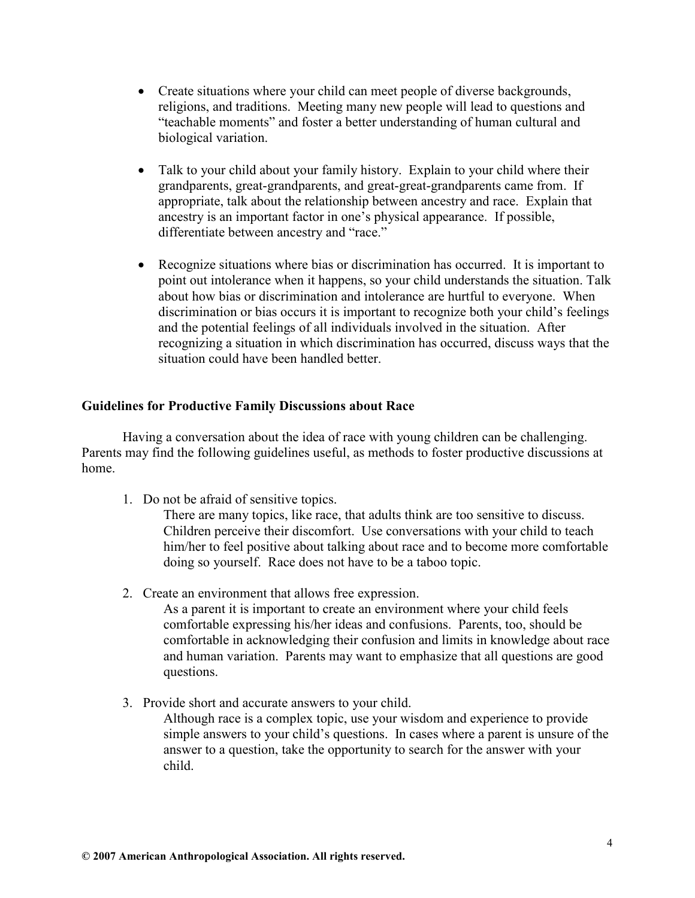- Create situations where your child can meet people of diverse backgrounds, religions, and traditions. Meeting many new people will lead to questions and "teachable moments" and foster a better understanding of human cultural and biological variation.

- Talk to your child about your family history. Explain to your child where their grandparents, great-grandparents, and great-great-grandparents came from. If appropriate, talk about the relationship between ancestry and race. Explain that ancestry is an important factor in one's physical appearance. If possible, differentiate between ancestry and "race."

- Recognize situations where bias or discrimination has occurred. It is important to point out intolerance when it happens, so your child understands the situation. Talk about how bias or discrimination and intolerance are hurtful to everyone. When discrimination or bias occurs it is important to recognize both your child's feelings and the potential feelings of all individuals involved in the situation. After recognizing a situation in which discrimination has occurred, discuss ways that the situation could have been handled better.

**Guidelines for Productive Family Discussions about Race**

Having a conversation about the idea of race with young children can be challenging. Parents may find the following guidelines useful, as methods to foster productive discussions at home.

1. Do not be afraid of sensitive topics.
   There are many topics, like race, that adults think are too sensitive to discuss. Children perceive their discomfort. Use conversations with your child to teach him/her to feel positive about talking about race and to become more comfortable doing so yourself. Race does not have to be a taboo topic.

2. Create an environment that allows free expression.
   As a parent it is important to create an environment where your child feels comfortable expressing his/her ideas and confusions. Parents, too, should be comfortable in acknowledging their confusion and limits in knowledge about race and human variation. Parents may want to emphasize that all questions are good questions.

3. Provide short and accurate answers to your child.
   Although race is a complex topic, use your wisdom and experience to provide simple answers to your child's questions. In cases where a parent is unsure of the answer to a question, take the opportunity to search for the answer with your child.

**© 2007 American Anthropological Association. All rights reserved.**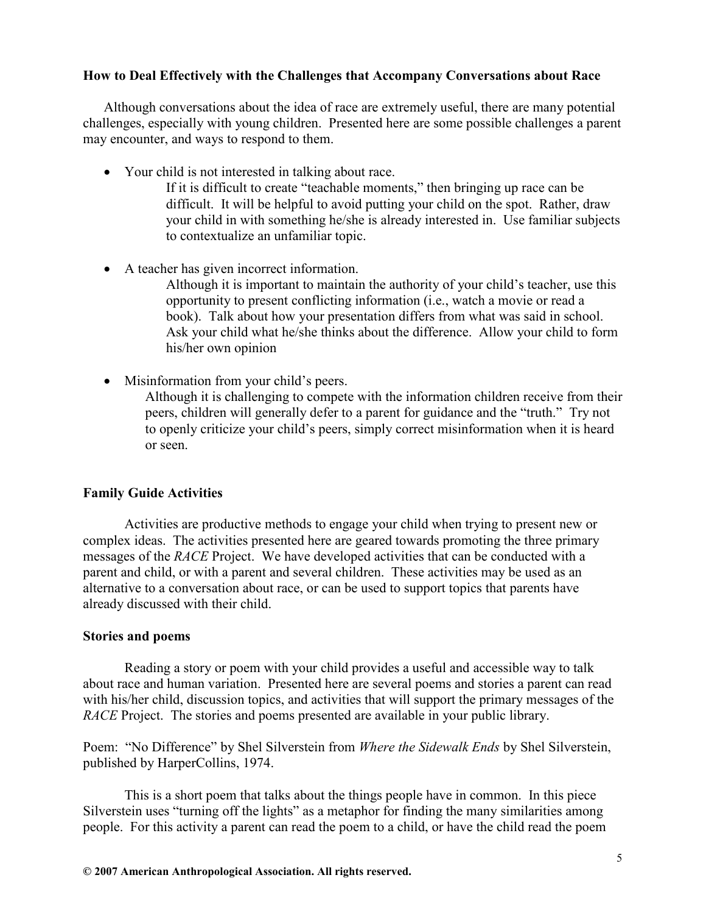**How to Deal Effectively with the Challenges that Accompany Conversations about Race**

Although conversations about the idea of race are extremely useful, there are many potential challenges, especially with young children. Presented here are some possible challenges a parent may encounter, and ways to respond to them.

- Your child is not interested in talking about race.
  If it is difficult to create "teachable moments," then bringing up race can be difficult. It will be helpful to avoid putting your child on the spot. Rather, draw your child in with something he/she is already interested in. Use familiar subjects to contextualize an unfamiliar topic.

- A teacher has given incorrect information.
  Although it is important to maintain the authority of your child's teacher, use this opportunity to present conflicting information (i.e., watch a movie or read a book). Talk about how your presentation differs from what was said in school. Ask your child what he/she thinks about the difference. Allow your child to form his/her own opinion

- Misinformation from your child's peers.
  Although it is challenging to compete with the information children receive from their peers, children will generally defer to a parent for guidance and the "truth." Try not to openly criticize your child's peers, simply correct misinformation when it is heard or seen.

**Family Guide Activities**

Activities are productive methods to engage your child when trying to present new or complex ideas. The activities presented here are geared towards promoting the three primary messages of the *RACE* Project. We have developed activities that can be conducted with a parent and child, or with a parent and several children. These activities may be used as an alternative to a conversation about race, or can be used to support topics that parents have already discussed with their child.

**Stories and poems**

Reading a story or poem with your child provides a useful and accessible way to talk about race and human variation. Presented here are several poems and stories a parent can read with his/her child, discussion topics, and activities that will support the primary messages of the *RACE* Project. The stories and poems presented are available in your public library.

Poem: "No Difference" by Shel Silverstein from *Where the Sidewalk Ends* by Shel Silverstein, published by HarperCollins, 1974.

This is a short poem that talks about the things people have in common. In this piece Silverstein uses "turning off the lights" as a metaphor for finding the many similarities among people. For this activity a parent can read the poem to a child, or have the child read the poem

**© 2007 American Anthropological Association. All rights reserved.**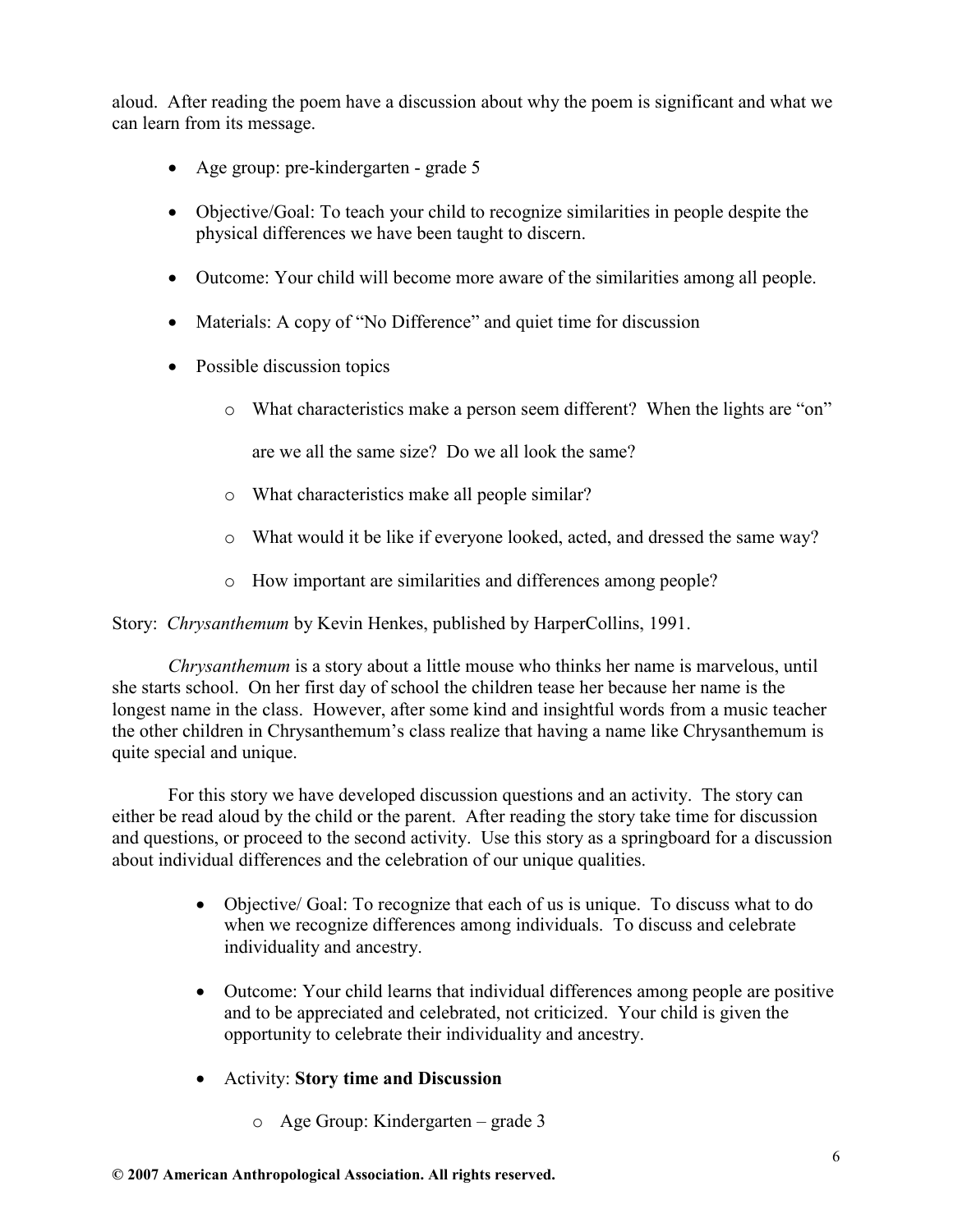aloud. After reading the poem have a discussion about why the poem is significant and what we can learn from its message.

- Age group: pre-kindergarten - grade 5
- Objective/Goal: To teach your child to recognize similarities in people despite the physical differences we have been taught to discern.
- Outcome: Your child will become more aware of the similarities among all people.
- Materials: A copy of "No Difference" and quiet time for discussion
- Possible discussion topics
  - What characteristics make a person seem different? When the lights are "on" are we all the same size? Do we all look the same?
  - What characteristics make all people similar?
  - What would it be like if everyone looked, acted, and dressed the same way?
  - How important are similarities and differences among people?

Story: *Chrysanthemum* by Kevin Henkes, published by HarperCollins, 1991.

*Chrysanthemum* is a story about a little mouse who thinks her name is marvelous, until she starts school. On her first day of school the children tease her because her name is the longest name in the class. However, after some kind and insightful words from a music teacher the other children in Chrysanthemum's class realize that having a name like Chrysanthemum is quite special and unique.

For this story we have developed discussion questions and an activity. The story can either be read aloud by the child or the parent. After reading the story take time for discussion and questions, or proceed to the second activity. Use this story as a springboard for a discussion about individual differences and the celebration of our unique qualities.

- Objective/ Goal: To recognize that each of us is unique. To discuss what to do when we recognize differences among individuals. To discuss and celebrate individuality and ancestry.
- Outcome: Your child learns that individual differences among people are positive and to be appreciated and celebrated, not criticized. Your child is given the opportunity to celebrate their individuality and ancestry.
- Activity: **Story time and Discussion**
  - Age Group: Kindergarten – grade 3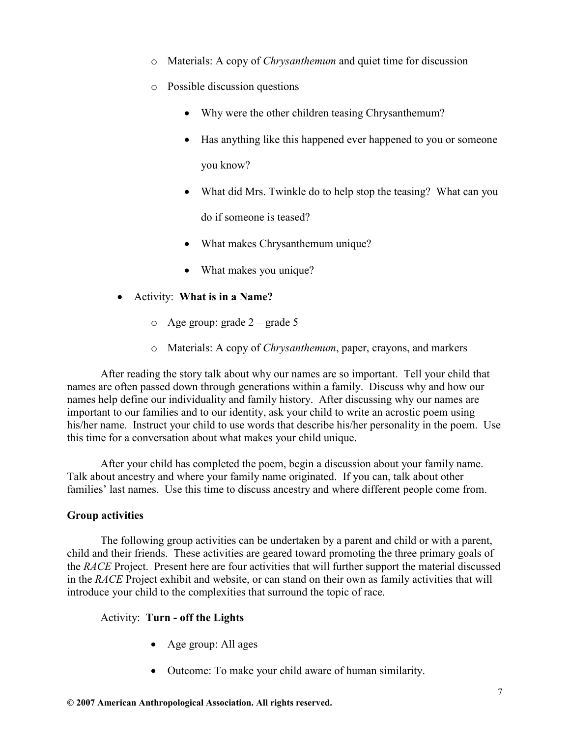- Materials: A copy of *Chrysanthemum* and quiet time for discussion
- Possible discussion questions
  - Why were the other children teasing Chrysanthemum?
  - Has anything like this happened ever happened to you or someone you know?
  - What did Mrs. Twinkle do to help stop the teasing? What can you do if someone is teased?
  - What makes Chrysanthemum unique?
  - What makes you unique?

- Activity: **What is in a Name?**
  - Age group: grade 2 – grade 5
  - Materials: A copy of *Chrysanthemum*, paper, crayons, and markers

After reading the story talk about why our names are so important. Tell your child that names are often passed down through generations within a family. Discuss why and how our names help define our individuality and family history. After discussing why our names are important to our families and to our identity, ask your child to write an acrostic poem using his/her name. Instruct your child to use words that describe his/her personality in the poem. Use this time for a conversation about what makes your child unique.

After your child has completed the poem, begin a discussion about your family name. Talk about ancestry and where your family name originated. If you can, talk about other families' last names. Use this time to discuss ancestry and where different people come from.

**Group activities**

The following group activities can be undertaken by a parent and child or with a parent, child and their friends. These activities are geared toward promoting the three primary goals of the *RACE* Project. Present here are four activities that will further support the material discussed in the *RACE* Project exhibit and website, or can stand on their own as family activities that will introduce your child to the complexities that surround the topic of race.

Activity: **Turn - off the Lights**

- Age group: All ages
- Outcome: To make your child aware of human similarity.

**© 2007 American Anthropological Association. All rights reserved.**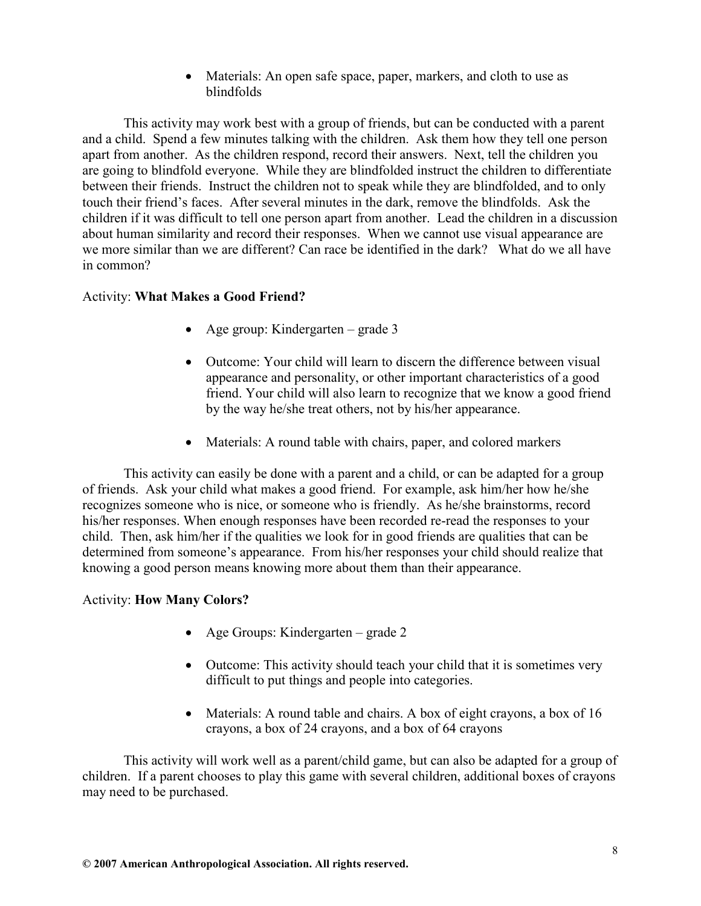- Materials: An open safe space, paper, markers, and cloth to use as blindfolds

This activity may work best with a group of friends, but can be conducted with a parent and a child. Spend a few minutes talking with the children. Ask them how they tell one person apart from another. As the children respond, record their answers. Next, tell the children you are going to blindfold everyone. While they are blindfolded instruct the children to differentiate between their friends. Instruct the children not to speak while they are blindfolded, and to only touch their friend's faces. After several minutes in the dark, remove the blindfolds. Ask the children if it was difficult to tell one person apart from another. Lead the children in a discussion about human similarity and record their responses. When we cannot use visual appearance are we more similar than we are different? Can race be identified in the dark? What do we all have in common?

Activity: **What Makes a Good Friend?**

- Age group: Kindergarten – grade 3
- Outcome: Your child will learn to discern the difference between visual appearance and personality, or other important characteristics of a good friend. Your child will also learn to recognize that we know a good friend by the way he/she treat others, not by his/her appearance.
- Materials: A round table with chairs, paper, and colored markers

This activity can easily be done with a parent and a child, or can be adapted for a group of friends. Ask your child what makes a good friend. For example, ask him/her how he/she recognizes someone who is nice, or someone who is friendly. As he/she brainstorms, record his/her responses. When enough responses have been recorded re-read the responses to your child. Then, ask him/her if the qualities we look for in good friends are qualities that can be determined from someone's appearance. From his/her responses your child should realize that knowing a good person means knowing more about them than their appearance.

Activity: **How Many Colors?**

- Age Groups: Kindergarten – grade 2
- Outcome: This activity should teach your child that it is sometimes very difficult to put things and people into categories.
- Materials: A round table and chairs. A box of eight crayons, a box of 16 crayons, a box of 24 crayons, and a box of 64 crayons

This activity will work well as a parent/child game, but can also be adapted for a group of children. If a parent chooses to play this game with several children, additional boxes of crayons may need to be purchased.

**© 2007 American Anthropological Association. All rights reserved.**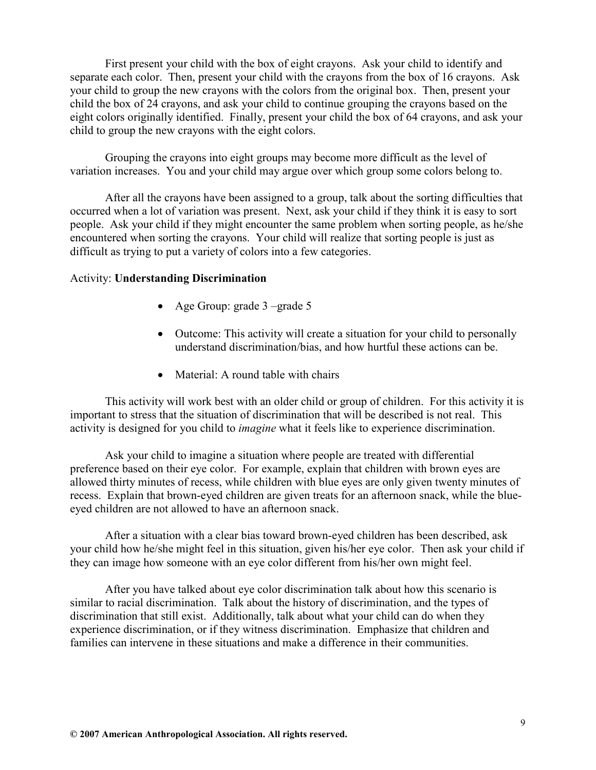First present your child with the box of eight crayons. Ask your child to identify and separate each color. Then, present your child with the crayons from the box of 16 crayons. Ask your child to group the new crayons with the colors from the original box. Then, present your child the box of 24 crayons, and ask your child to continue grouping the crayons based on the eight colors originally identified. Finally, present your child the box of 64 crayons, and ask your child to group the new crayons with the eight colors.

Grouping the crayons into eight groups may become more difficult as the level of variation increases. You and your child may argue over which group some colors belong to.

After all the crayons have been assigned to a group, talk about the sorting difficulties that occurred when a lot of variation was present. Next, ask your child if they think it is easy to sort people. Ask your child if they might encounter the same problem when sorting people, as he/she encountered when sorting the crayons. Your child will realize that sorting people is just as difficult as trying to put a variety of colors into a few categories.

Activity: **Understanding Discrimination**

- Age Group: grade 3 –grade 5
- Outcome: This activity will create a situation for your child to personally understand discrimination/bias, and how hurtful these actions can be.
- Material: A round table with chairs

This activity will work best with an older child or group of children. For this activity it is important to stress that the situation of discrimination that will be described is not real. This activity is designed for you child to *imagine* what it feels like to experience discrimination.

Ask your child to imagine a situation where people are treated with differential preference based on their eye color. For example, explain that children with brown eyes are allowed thirty minutes of recess, while children with blue eyes are only given twenty minutes of recess. Explain that brown-eyed children are given treats for an afternoon snack, while the blue-eyed children are not allowed to have an afternoon snack.

After a situation with a clear bias toward brown-eyed children has been described, ask your child how he/she might feel in this situation, given his/her eye color. Then ask your child if they can image how someone with an eye color different from his/her own might feel.

After you have talked about eye color discrimination talk about how this scenario is similar to racial discrimination. Talk about the history of discrimination, and the types of discrimination that still exist. Additionally, talk about what your child can do when they experience discrimination, or if they witness discrimination. Emphasize that children and families can intervene in these situations and make a difference in their communities.

**© 2007 American Anthropological Association. All rights reserved.**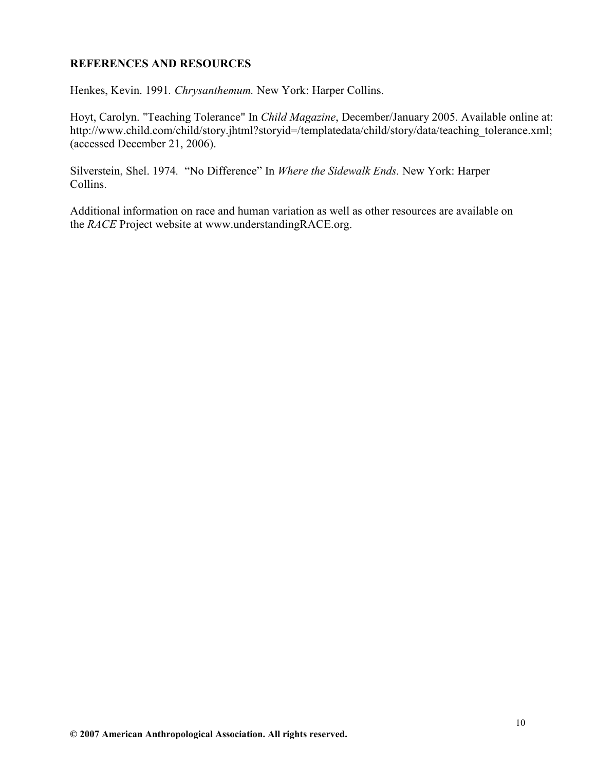## REFERENCES AND RESOURCES

Henkes, Kevin. 1991. *Chrysanthemum.* New York: Harper Collins.

Hoyt, Carolyn. "Teaching Tolerance" In *Child Magazine*, December/January 2005. Available online at: http://www.child.com/child/story.jhtml?storyid=/templatedata/child/story/data/teaching_tolerance.xml; (accessed December 21, 2006).

Silverstein, Shel. 1974. "No Difference" In *Where the Sidewalk Ends.* New York: Harper Collins.

Additional information on race and human variation as well as other resources are available on the *RACE* Project website at www.understandingRACE.org.

**© 2007 American Anthropological Association. All rights reserved.**